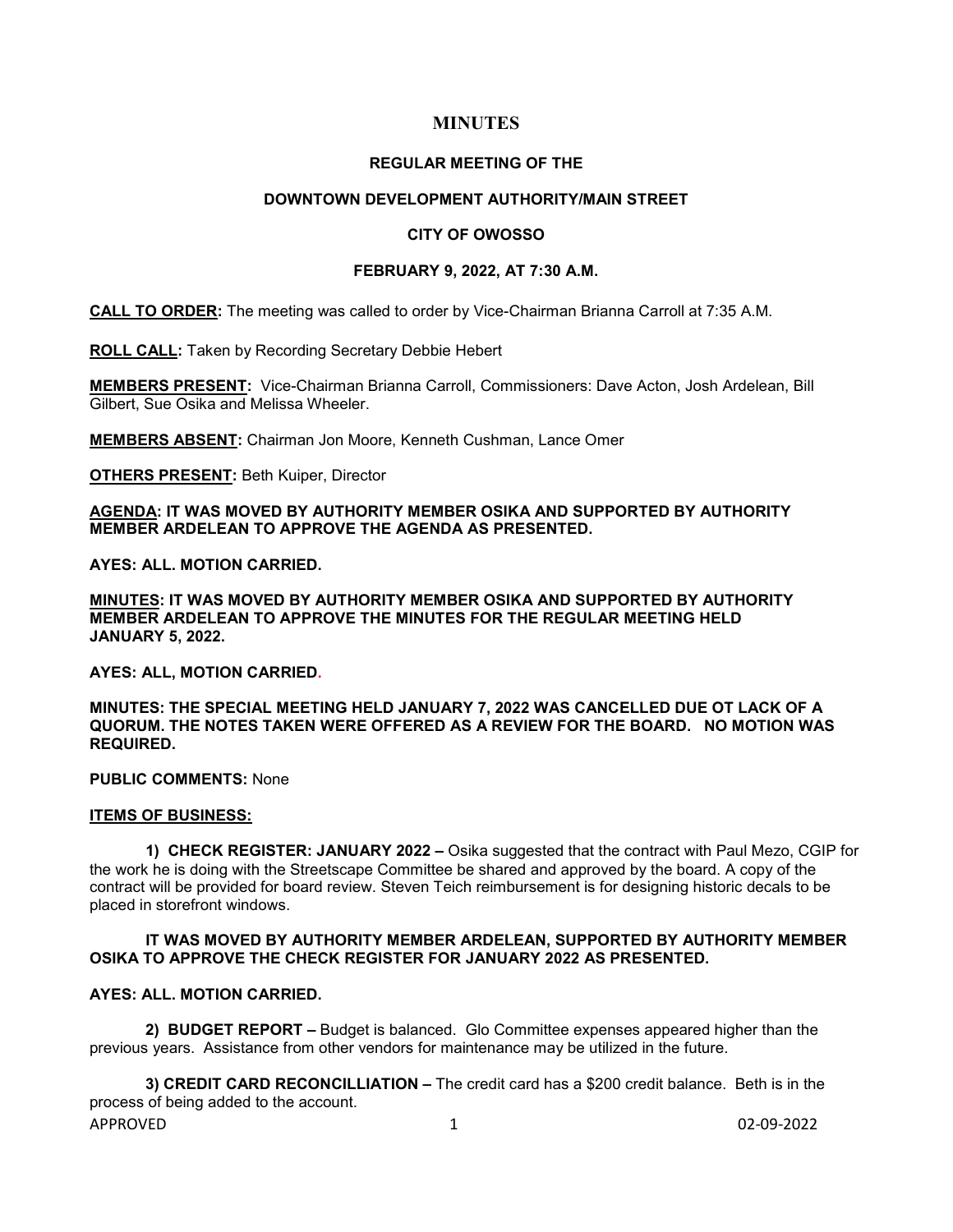# MINUTES

### REGULAR MEETING OF THE

### DOWNTOWN DEVELOPMENT AUTHORITY/MAIN STREET

### CITY OF OWOSSO

### FEBRUARY 9, 2022, AT 7:30 A.M.

**CALL TO ORDER:** The meeting was called to order by Vice-Chairman Brianna Carroll at 7:35 A.M.

**ROLL CALL:** Taken by Recording Secretary Debbie Hebert

**MEMBERS PRESENT:** Vice-Chairman Brianna Carroll, Commissioners: Dave Acton, Josh Ardelean, Bill Gilbert, Sue Osika and Melissa Wheeler.

**MEMBERS ABSENT:** Chairman Jon Moore, Kenneth Cushman, Lance Omer

**OTHERS PRESENT:** Beth Kuiper, Director

**AGENDA: IT WAS MOVED BY AUTHORITY MEMBER OSIKA AND SUPPORTED BY AUTHORITY MEMBER ARDELEAN TO APPROVE THE AGENDA AS PRESENTED.**

**AYES: ALL. MOTION CARRIED.**

**MINUTES: IT WAS MOVED BY AUTHORITY MEMBER OSIKA AND SUPPORTED BY AUTHORITY MEMBER ARDELEAN TO APPROVE THE MINUTES FOR THE REGULAR MEETING HELD JANUARY 5, 2022.**

**AYES: ALL, MOTION CARRIED.**

**MINUTES: THE SPECIAL MEETING HELD JANUARY 7, 2022 WAS CANCELLED DUE OT LACK OF A QUORUM. THE NOTES TAKEN WERE OFFERED AS A REVIEW FOR THE BOARD. NO MOTION WAS REQUIRED.**

**PUBLIC COMMENTS:** None

**ITEMS OF BUSINESS:**

**1) CHECK REGISTER: JANUARY 2022 –** Osika suggested that the contract with Paul Mezo, CGIP for the work he is doing with the Streetscape Committee be shared and approved by the board. A copy of the contract will be provided for board review. Steven Teich reimbursement is for designing historic decals to be placed in storefront windows.

**IT WAS MOVED BY AUTHORITY MEMBER ARDELEAN, SUPPORTED BY AUTHORITY MEMBER OSIKA TO APPROVE THE CHECK REGISTER FOR JANUARY 2022 AS PRESENTED.**

**AYES: ALL. MOTION CARRIED.**

**2) BUDGET REPORT –** Budget is balanced. Glo Committee expenses appeared higher than the previous years. Assistance from other vendors for maintenance may be utilized in the future.

**3) CREDIT CARD RECONCILLIATION –** The credit card has a $200 credit balance. Beth is in the process of being added to the account.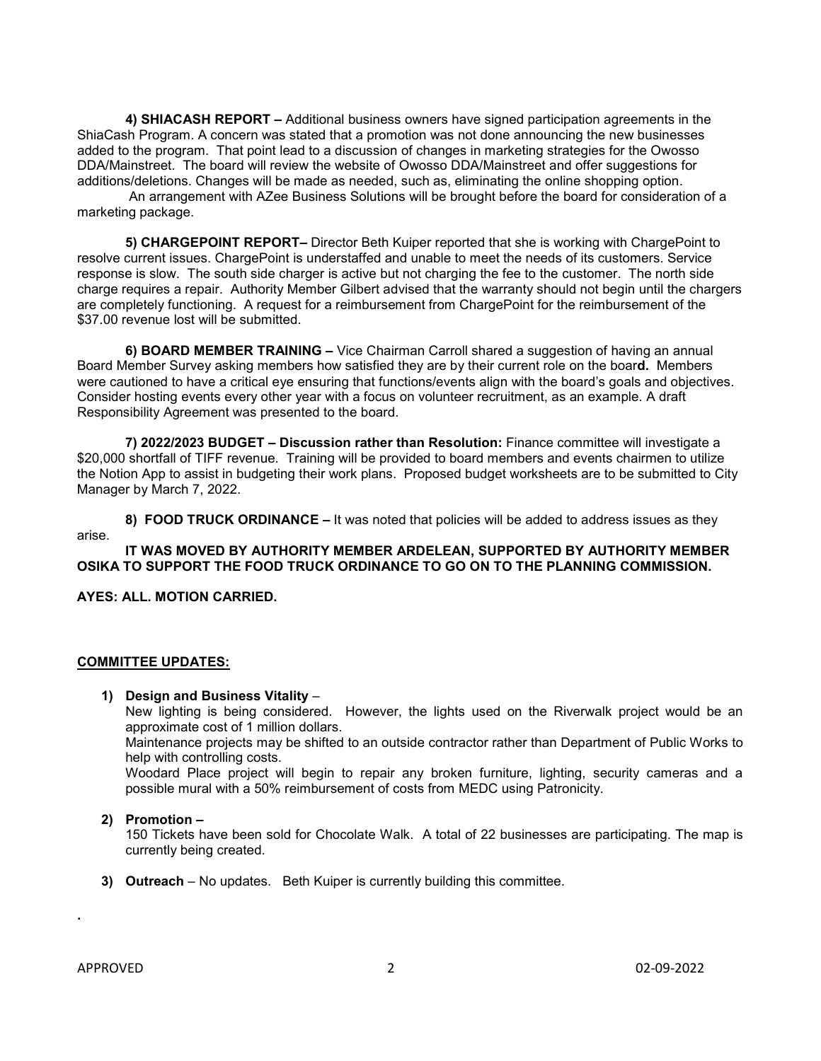**4) SHIACASH REPORT –** Additional business owners have signed participation agreements in the ShiaCash Program. A concern was stated that a promotion was not done announcing the new businesses added to the program. That point lead to a discussion of changes in marketing strategies for the Owosso DDA/Mainstreet. The board will review the website of Owosso DDA/Mainstreet and offer suggestions for additions/deletions. Changes will be made as needed, such as, eliminating the online shopping option.

An arrangement with AZee Business Solutions will be brought before the board for consideration of a marketing package.

**5) CHARGEPOINT REPORT–** Director Beth Kuiper reported that she is working with ChargePoint to resolve current issues. ChargePoint is understaffed and unable to meet the needs of its customers. Service response is slow. The south side charger is active but not charging the fee to the customer. The north side charge requires a repair. Authority Member Gilbert advised that the warranty should not begin until the chargers are completely functioning. A request for a reimbursement from ChargePoint for the reimbursement of the $37.00 revenue lost will be submitted.

**6) BOARD MEMBER TRAINING –** Vice Chairman Carroll shared a suggestion of having an annual Board Member Survey asking members how satisfied they are by their current role on the boar**d.** Members were cautioned to have a critical eye ensuring that functions/events align with the board's goals and objectives. Consider hosting events every other year with a focus on volunteer recruitment, as an example. A draft Responsibility Agreement was presented to the board.

**7) 2022/2023 BUDGET – Discussion rather than Resolution:** Finance committee will investigate a $20,000 shortfall of TIFF revenue. Training will be provided to board members and events chairmen to utilize the Notion App to assist in budgeting their work plans. Proposed budget worksheets are to be submitted to City Manager by March 7, 2022.

**8) FOOD TRUCK ORDINANCE –** It was noted that policies will be added to address issues as they arise.

**IT WAS MOVED BY AUTHORITY MEMBER ARDELEAN, SUPPORTED BY AUTHORITY MEMBER OSIKA TO SUPPORT THE FOOD TRUCK ORDINANCE TO GO ON TO THE PLANNING COMMISSION.**

**AYES: ALL. MOTION CARRIED.**

**COMMITTEE UPDATES:**

1) **Design and Business Vitality** –
   New lighting is being considered. However, the lights used on the Riverwalk project would be an approximate cost of 1 million dollars.
   Maintenance projects may be shifted to an outside contractor rather than Department of Public Works to help with controlling costs.
   Woodard Place project will begin to repair any broken furniture, lighting, security cameras and a possible mural with a 50% reimbursement of costs from MEDC using Patronicity.

2) **Promotion –**
   150 Tickets have been sold for Chocolate Walk. A total of 22 businesses are participating. The map is currently being created.

3) **Outreach** – No updates. Beth Kuiper is currently building this committee.

.

APPROVED 02-09-2022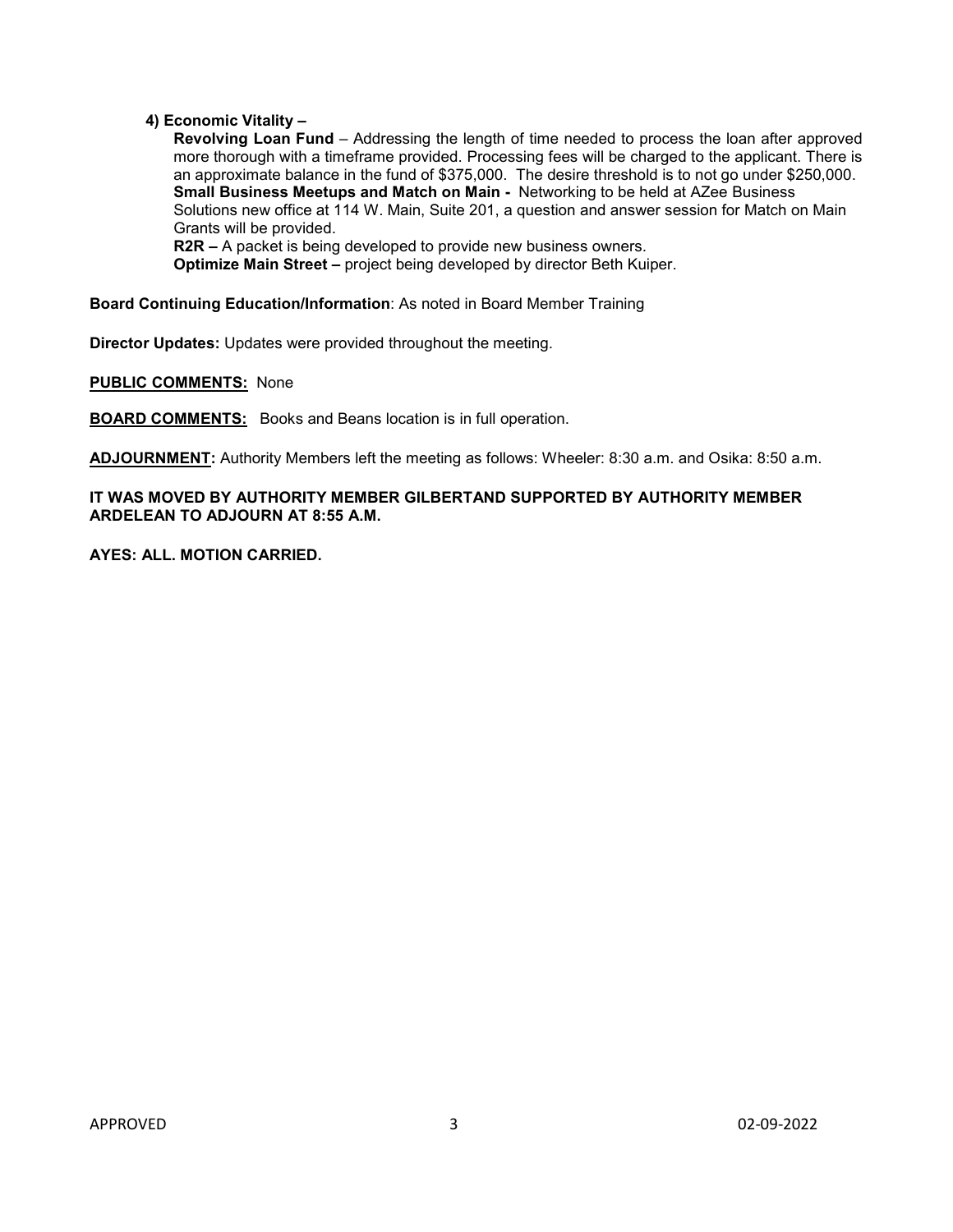**4) Economic Vitality –**

**Revolving Loan Fund** – Addressing the length of time needed to process the loan after approved more thorough with a timeframe provided. Processing fees will be charged to the applicant. There is an approximate balance in the fund of $375,000. The desire threshold is to not go under $250,000.

**Small Business Meetups and Match on Main -** Networking to be held at AZee Business Solutions new office at 114 W. Main, Suite 201, a question and answer session for Match on Main Grants will be provided.

**R2R –** A packet is being developed to provide new business owners.

**Optimize Main Street –** project being developed by director Beth Kuiper.

**Board Continuing Education/Information**: As noted in Board Member Training

**Director Updates:** Updates were provided throughout the meeting.

**PUBLIC COMMENTS:** None

**BOARD COMMENTS:** Books and Beans location is in full operation.

**ADJOURNMENT:** Authority Members left the meeting as follows: Wheeler: 8:30 a.m. and Osika: 8:50 a.m.

**IT WAS MOVED BY AUTHORITY MEMBER GILBERTAND SUPPORTED BY AUTHORITY MEMBER ARDELEAN TO ADJOURN AT 8:55 A.M.**

**AYES: ALL. MOTION CARRIED.**

APPROVED 02-09-2022